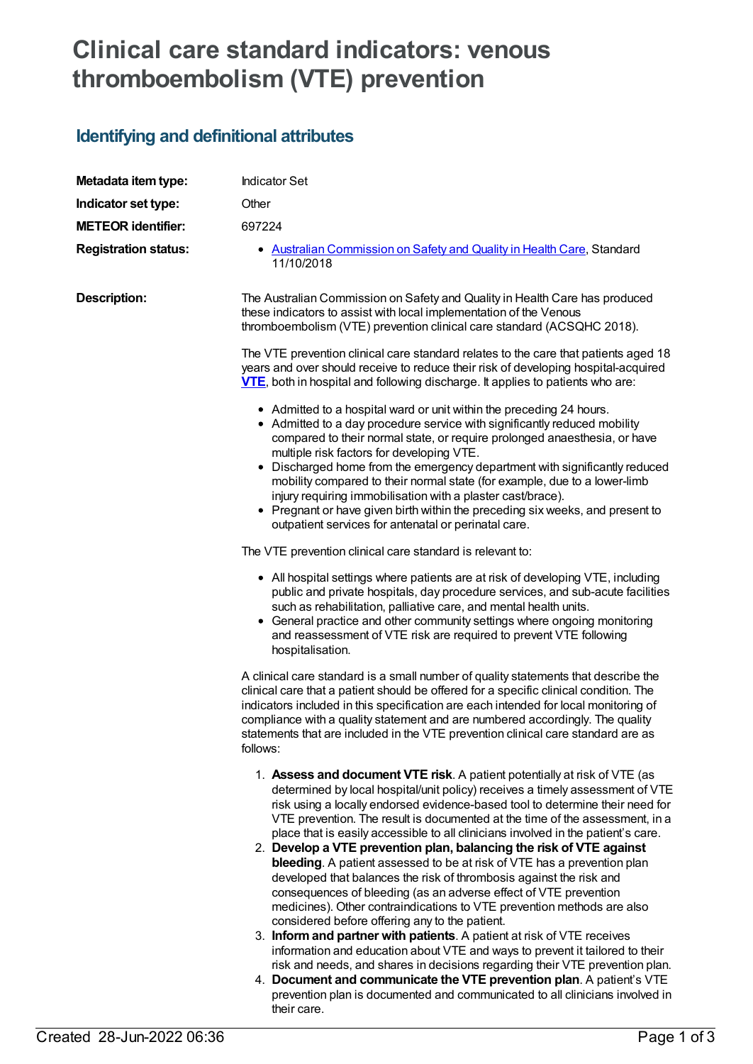# Clinical care standard indicators: venous thromboembolism (VTE) prevention

## Identifying and definitional attributes

**Metadata item type:** Indicator Set

**Indicator set type:** Other

**METEOR identifier:** 697224

**Registration status:**

- Australian Commission on Safety and Quality in Health Care, Standard 11/10/2018

**Description:**

The Australian Commission on Safety and Quality in Health Care has produced these indicators to assist with local implementation of the Venous thromboembolism (VTE) prevention clinical care standard (ACSQHC 2018).

The VTE prevention clinical care standard relates to the care that patients aged 18 years and over should receive to reduce their risk of developing hospital-acquired **VTE**, both in hospital and following discharge. It applies to patients who are:

- Admitted to a hospital ward or unit within the preceding 24 hours.
- Admitted to a day procedure service with significantly reduced mobility compared to their normal state, or require prolonged anaesthesia, or have multiple risk factors for developing VTE.
- Discharged home from the emergency department with significantly reduced mobility compared to their normal state (for example, due to a lower-limb injury requiring immobilisation with a plaster cast/brace).
- Pregnant or have given birth within the preceding six weeks, and present to outpatient services for antenatal or perinatal care.

The VTE prevention clinical care standard is relevant to:

- All hospital settings where patients are at risk of developing VTE, including public and private hospitals, day procedure services, and sub-acute facilities such as rehabilitation, palliative care, and mental health units.
- General practice and other community settings where ongoing monitoring and reassessment of VTE risk are required to prevent VTE following hospitalisation.

A clinical care standard is a small number of quality statements that describe the clinical care that a patient should be offered for a specific clinical condition. The indicators included in this specification are each intended for local monitoring of compliance with a quality statement and are numbered accordingly. The quality statements that are included in the VTE prevention clinical care standard are as follows:

1. **Assess and document VTE risk**. A patient potentially at risk of VTE (as determined by local hospital/unit policy) receives a timely assessment of VTE risk using a locally endorsed evidence-based tool to determine their need for VTE prevention. The result is documented at the time of the assessment, in a place that is easily accessible to all clinicians involved in the patient's care.
2. **Develop a VTE prevention plan, balancing the risk of VTE against bleeding**. A patient assessed to be at risk of VTE has a prevention plan developed that balances the risk of thrombosis against the risk and consequences of bleeding (as an adverse effect of VTE prevention medicines). Other contraindications to VTE prevention methods are also considered before offering any to the patient.
3. **Inform and partner with patients**. A patient at risk of VTE receives information and education about VTE and ways to prevent it tailored to their risk and needs, and shares in decisions regarding their VTE prevention plan.
4. **Document and communicate the VTE prevention plan**. A patient's VTE prevention plan is documented and communicated to all clinicians involved in their care.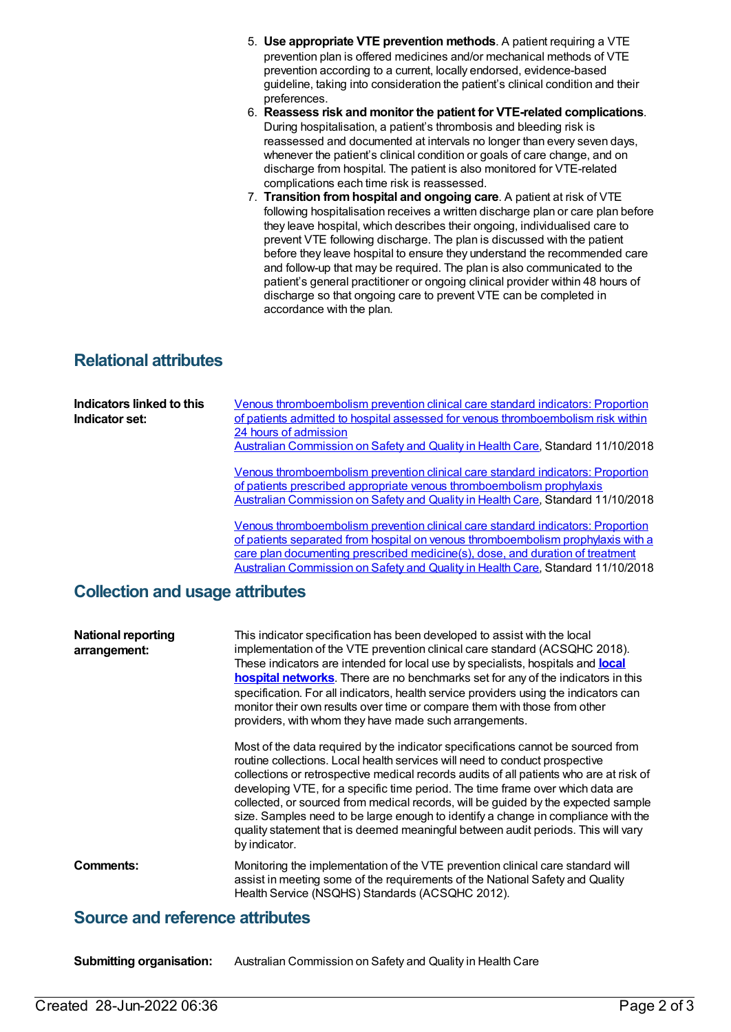5. **Use appropriate VTE prevention methods**. A patient requiring a VTE prevention plan is offered medicines and/or mechanical methods of VTE prevention according to a current, locally endorsed, evidence-based guideline, taking into consideration the patient's clinical condition and their preferences.
6. **Reassess risk and monitor the patient for VTE-related complications**. During hospitalisation, a patient's thrombosis and bleeding risk is reassessed and documented at intervals no longer than every seven days, whenever the patient's clinical condition or goals of care change, and on discharge from hospital. The patient is also monitored for VTE-related complications each time risk is reassessed.
7. **Transition from hospital and ongoing care**. A patient at risk of VTE following hospitalisation receives a written discharge plan or care plan before they leave hospital, which describes their ongoing, individualised care to prevent VTE following discharge. The plan is discussed with the patient before they leave hospital to ensure they understand the recommended care and follow-up that may be required. The plan is also communicated to the patient's general practitioner or ongoing clinical provider within 48 hours of discharge so that ongoing care to prevent VTE can be completed in accordance with the plan.

## Relational attributes

**Indicators linked to this Indicator set:**

Venous thromboembolism prevention clinical care standard indicators: Proportion of patients admitted to hospital assessed for venous thromboembolism risk within 24 hours of admission
Australian Commission on Safety and Quality in Health Care, Standard 11/10/2018

Venous thromboembolism prevention clinical care standard indicators: Proportion of patients prescribed appropriate venous thromboembolism prophylaxis
Australian Commission on Safety and Quality in Health Care, Standard 11/10/2018

Venous thromboembolism prevention clinical care standard indicators: Proportion of patients separated from hospital on venous thromboembolism prophylaxis with a care plan documenting prescribed medicine(s), dose, and duration of treatment
Australian Commission on Safety and Quality in Health Care, Standard 11/10/2018

## Collection and usage attributes

**National reporting arrangement:**

This indicator specification has been developed to assist with the local implementation of the VTE prevention clinical care standard (ACSQHC 2018). These indicators are intended for local use by specialists, hospitals and **local hospital networks**. There are no benchmarks set for any of the indicators in this specification. For all indicators, health service providers using the indicators can monitor their own results over time or compare them with those from other providers, with whom they have made such arrangements.

Most of the data required by the indicator specifications cannot be sourced from routine collections. Local health services will need to conduct prospective collections or retrospective medical records audits of all patients who are at risk of developing VTE, for a specific time period. The time frame over which data are collected, or sourced from medical records, will be guided by the expected sample size. Samples need to be large enough to identify a change in compliance with the quality statement that is deemed meaningful between audit periods. This will vary by indicator.

**Comments:**

Monitoring the implementation of the VTE prevention clinical care standard will assist in meeting some of the requirements of the National Safety and Quality Health Service (NSQHS) Standards (ACSQHC 2012).

## Source and reference attributes

**Submitting organisation:** Australian Commission on Safety and Quality in Health Care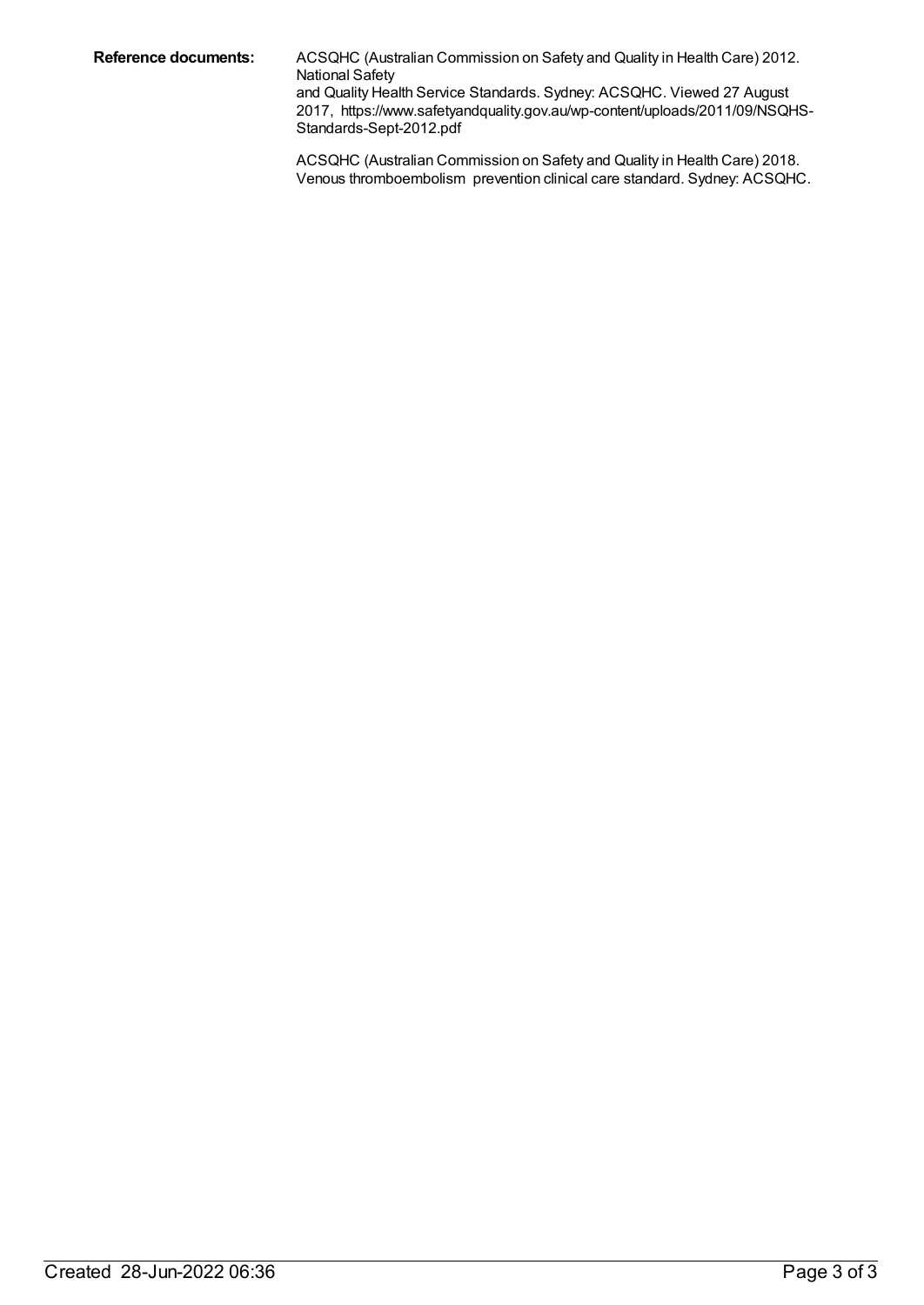**Reference documents:** ACSQHC (Australian Commission on Safety and Quality in Health Care) 2012. National Safety and Quality Health Service Standards. Sydney: ACSQHC. Viewed 27 August 2017, https://www.safetyandquality.gov.au/wp-content/uploads/2011/09/NSQHS-Standards-Sept-2012.pdf

ACSQHC (Australian Commission on Safety and Quality in Health Care) 2018. Venous thromboembolism prevention clinical care standard. Sydney: ACSQHC.